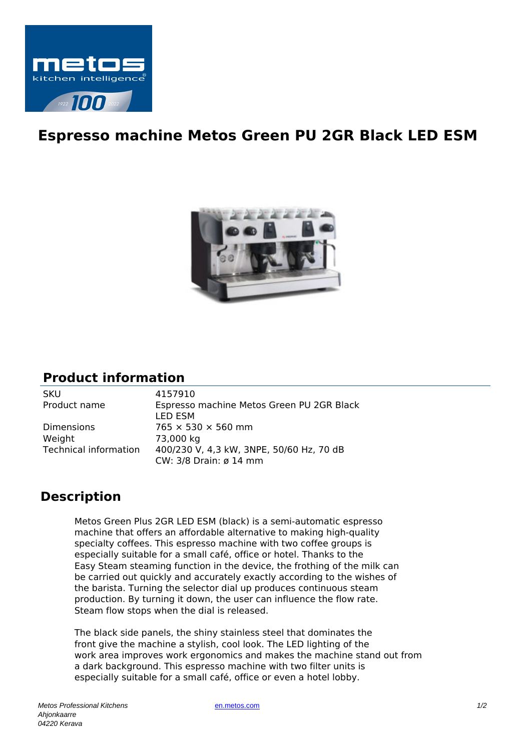# Espresso machine Metos Green PU 2GR Black LED ESM

## Product information

| | |
|---|---|
| SKU | 4157910 |
| Product name | Espresso machine Metos Green PU 2GR Black LED ESM |
| Dimensions | 765 × 530 × 560 mm |
| Weight | 73,000 kg |
| Technical information | 400/230 V, 4,3 kW, 3NPE, 50/60 Hz, 70 dB<br>CW: 3/8 Drain: ø 14 mm |

## Description

Metos Green Plus 2GR LED ESM (black) is a semi-automatic espresso machine that offers an affordable alternative to making high-quality specialty coffees. This espresso machine with two coffee groups is especially suitable for a small café, office or hotel. Thanks to the Easy Steam steaming function in the device, the frothing of the milk can be carried out quickly and accurately exactly according to the wishes of the barista. Turning the selector dial up produces continuous steam production. By turning it down, the user can influence the flow rate. Steam flow stops when the dial is released.

The black side panels, the shiny stainless steel that dominates the front give the machine a stylish, cool look. The LED lighting of the work area improves work ergonomics and makes the machine stand out from a dark background. This espresso machine with two filter units is especially suitable for a small café, office or even a hotel lobby.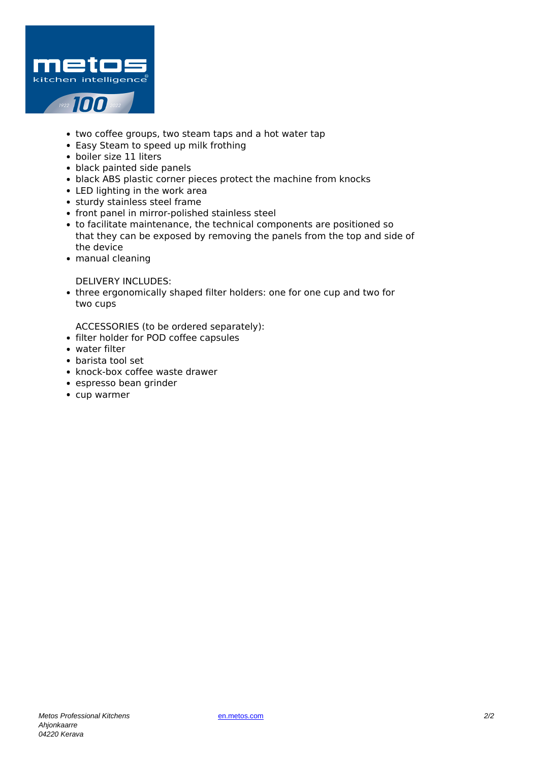- two coffee groups, two steam taps and a hot water tap
- Easy Steam to speed up milk frothing
- boiler size 11 liters
- black painted side panels
- black ABS plastic corner pieces protect the machine from knocks
- LED lighting in the work area
- sturdy stainless steel frame
- front panel in mirror-polished stainless steel
- to facilitate maintenance, the technical components are positioned so that they can be exposed by removing the panels from the top and side of the device
- manual cleaning

DELIVERY INCLUDES:

- three ergonomically shaped filter holders: one for one cup and two for two cups

ACCESSORIES (to be ordered separately):

- filter holder for POD coffee capsules
- water filter
- barista tool set
- knock-box coffee waste drawer
- espresso bean grinder
- cup warmer